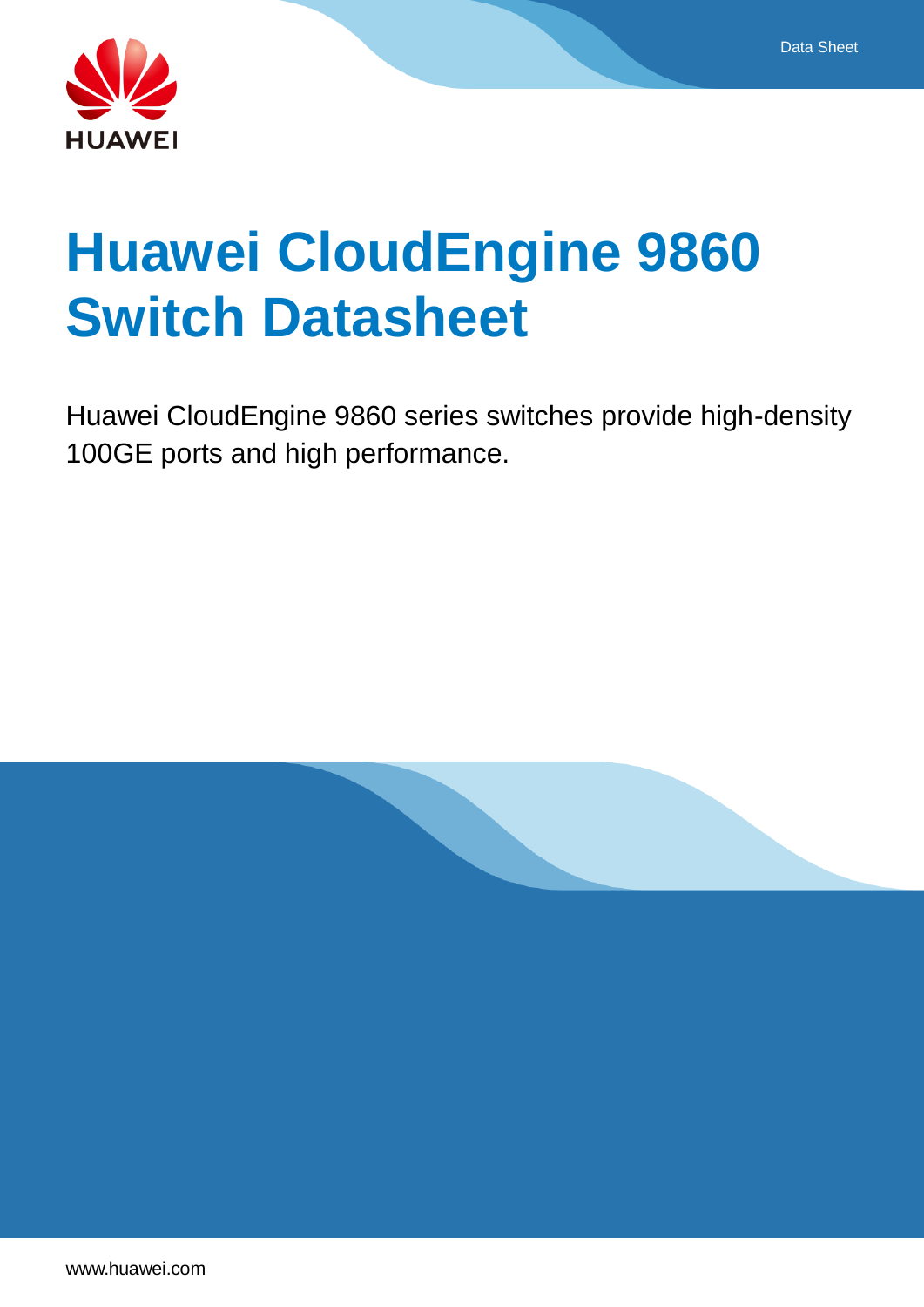# Huawei CloudEngine 9860 Switch Datasheet

Huawei CloudEngine 9860 series switches provide high-density 100GE ports and high performance.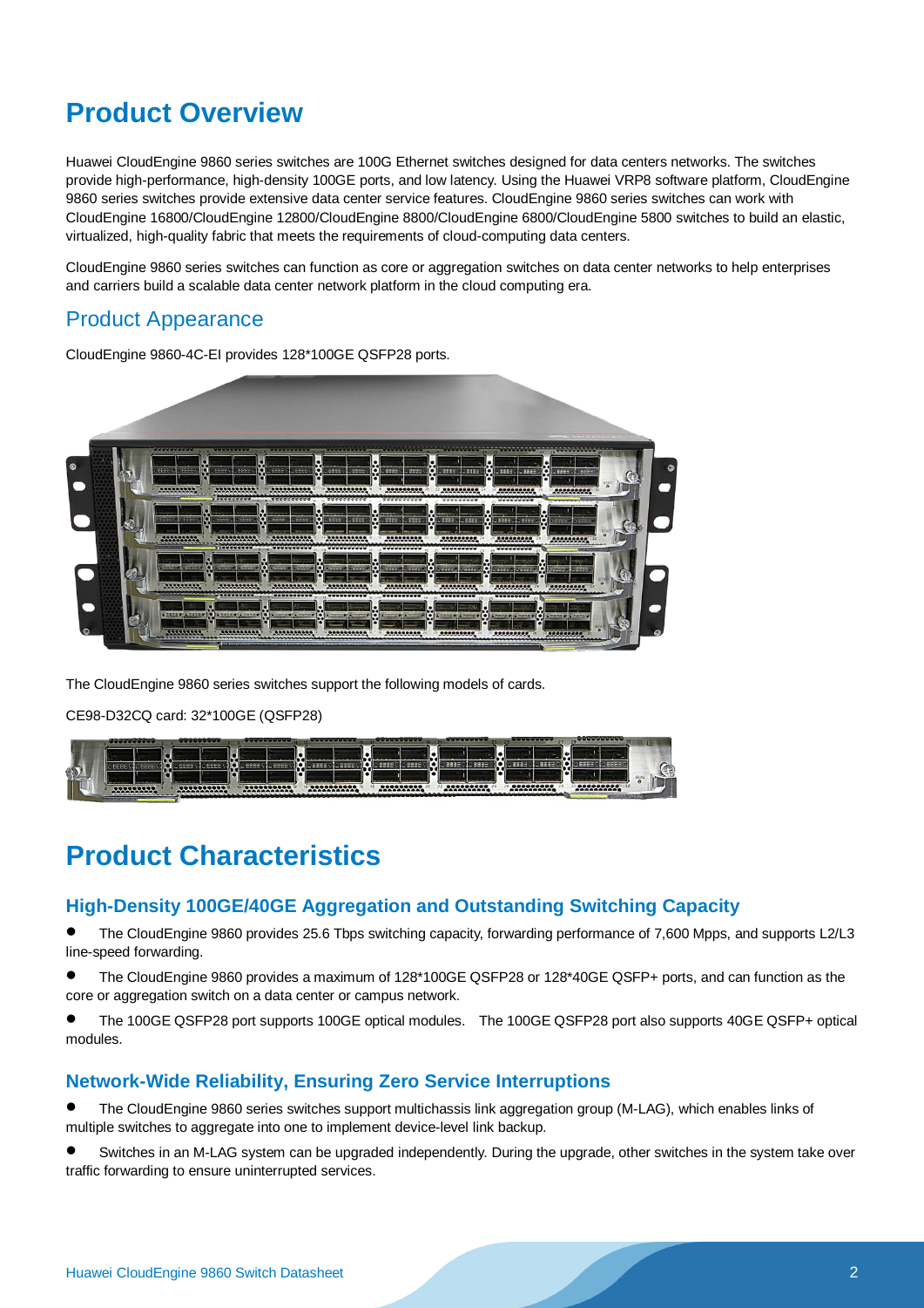# Product Overview

Huawei CloudEngine 9860 series switches are 100G Ethernet switches designed for data centers networks. The switches provide high-performance, high-density 100GE ports, and low latency. Using the Huawei VRP8 software platform, CloudEngine 9860 series switches provide extensive data center service features. CloudEngine 9860 series switches can work with CloudEngine 16800/CloudEngine 12800/CloudEngine 8800/CloudEngine 6800/CloudEngine 5800 switches to build an elastic, virtualized, high-quality fabric that meets the requirements of cloud-computing data centers.

CloudEngine 9860 series switches can function as core or aggregation switches on data center networks to help enterprises and carriers build a scalable data center network platform in the cloud computing era.

## Product Appearance

CloudEngine 9860-4C-EI provides 128*100GE QSFP28 ports.

The CloudEngine 9860 series switches support the following models of cards.

CE98-D32CQ card: 32*100GE (QSFP28)

# Product Characteristics

## High-Density 100GE/40GE Aggregation and Outstanding Switching Capacity

- The CloudEngine 9860 provides 25.6 Tbps switching capacity, forwarding performance of 7,600 Mpps, and supports L2/L3 line-speed forwarding.
- The CloudEngine 9860 provides a maximum of 128*100GE QSFP28 or 128*40GE QSFP+ ports, and can function as the core or aggregation switch on a data center or campus network.
- The 100GE QSFP28 port supports 100GE optical modules. The 100GE QSFP28 port also supports 40GE QSFP+ optical modules.

## Network-Wide Reliability, Ensuring Zero Service Interruptions

- The CloudEngine 9860 series switches support multichassis link aggregation group (M-LAG), which enables links of multiple switches to aggregate into one to implement device-level link backup.
- Switches in an M-LAG system can be upgraded independently. During the upgrade, other switches in the system take over traffic forwarding to ensure uninterrupted services.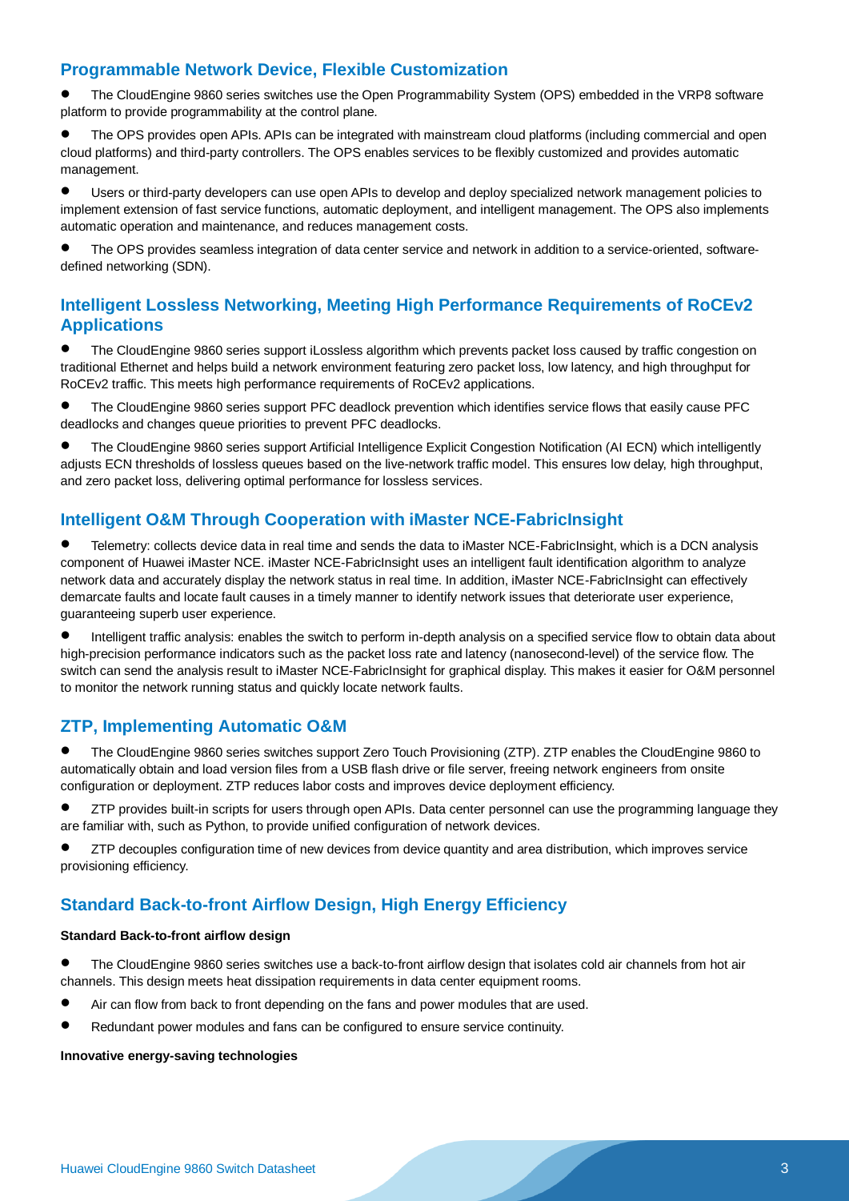## Programmable Network Device, Flexible Customization

- The CloudEngine 9860 series switches use the Open Programmability System (OPS) embedded in the VRP8 software platform to provide programmability at the control plane.
- The OPS provides open APIs. APIs can be integrated with mainstream cloud platforms (including commercial and open cloud platforms) and third-party controllers. The OPS enables services to be flexibly customized and provides automatic management.
- Users or third-party developers can use open APIs to develop and deploy specialized network management policies to implement extension of fast service functions, automatic deployment, and intelligent management. The OPS also implements automatic operation and maintenance, and reduces management costs.
- The OPS provides seamless integration of data center service and network in addition to a service-oriented, software-defined networking (SDN).

## Intelligent Lossless Networking, Meeting High Performance Requirements of RoCEv2 Applications

- The CloudEngine 9860 series support iLossless algorithm which prevents packet loss caused by traffic congestion on traditional Ethernet and helps build a network environment featuring zero packet loss, low latency, and high throughput for RoCEv2 traffic. This meets high performance requirements of RoCEv2 applications.
- The CloudEngine 9860 series support PFC deadlock prevention which identifies service flows that easily cause PFC deadlocks and changes queue priorities to prevent PFC deadlocks.
- The CloudEngine 9860 series support Artificial Intelligence Explicit Congestion Notification (AI ECN) which intelligently adjusts ECN thresholds of lossless queues based on the live-network traffic model. This ensures low delay, high throughput, and zero packet loss, delivering optimal performance for lossless services.

## Intelligent O&M Through Cooperation with iMaster NCE-FabricInsight

- Telemetry: collects device data in real time and sends the data to iMaster NCE-FabricInsight, which is a DCN analysis component of Huawei iMaster NCE. iMaster NCE-FabricInsight uses an intelligent fault identification algorithm to analyze network data and accurately display the network status in real time. In addition, iMaster NCE-FabricInsight can effectively demarcate faults and locate fault causes in a timely manner to identify network issues that deteriorate user experience, guaranteeing superb user experience.
- Intelligent traffic analysis: enables the switch to perform in-depth analysis on a specified service flow to obtain data about high-precision performance indicators such as the packet loss rate and latency (nanosecond-level) of the service flow. The switch can send the analysis result to iMaster NCE-FabricInsight for graphical display. This makes it easier for O&M personnel to monitor the network running status and quickly locate network faults.

## ZTP, Implementing Automatic O&M

- The CloudEngine 9860 series switches support Zero Touch Provisioning (ZTP). ZTP enables the CloudEngine 9860 to automatically obtain and load version files from a USB flash drive or file server, freeing network engineers from onsite configuration or deployment. ZTP reduces labor costs and improves device deployment efficiency.
- ZTP provides built-in scripts for users through open APIs. Data center personnel can use the programming language they are familiar with, such as Python, to provide unified configuration of network devices.
- ZTP decouples configuration time of new devices from device quantity and area distribution, which improves service provisioning efficiency.

## Standard Back-to-front Airflow Design, High Energy Efficiency

**Standard Back-to-front airflow design**

- The CloudEngine 9860 series switches use a back-to-front airflow design that isolates cold air channels from hot air channels. This design meets heat dissipation requirements in data center equipment rooms.
- Air can flow from back to front depending on the fans and power modules that are used.
- Redundant power modules and fans can be configured to ensure service continuity.

**Innovative energy-saving technologies**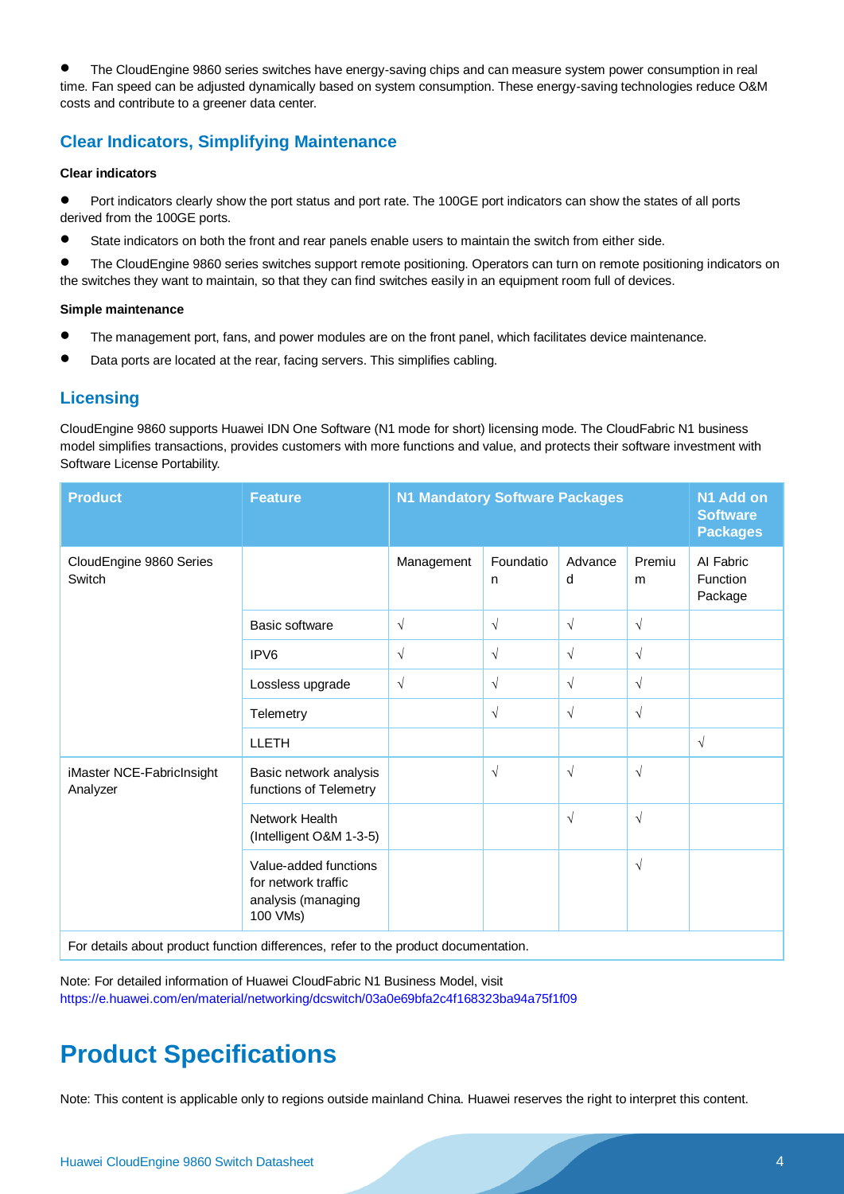- The CloudEngine 9860 series switches have energy-saving chips and can measure system power consumption in real time. Fan speed can be adjusted dynamically based on system consumption. These energy-saving technologies reduce O&M costs and contribute to a greener data center.

## Clear Indicators, Simplifying Maintenance

**Clear indicators**

- Port indicators clearly show the port status and port rate. The 100GE port indicators can show the states of all ports derived from the 100GE ports.
- State indicators on both the front and rear panels enable users to maintain the switch from either side.
- The CloudEngine 9860 series switches support remote positioning. Operators can turn on remote positioning indicators on the switches they want to maintain, so that they can find switches easily in an equipment room full of devices.

**Simple maintenance**

- The management port, fans, and power modules are on the front panel, which facilitates device maintenance.
- Data ports are located at the rear, facing servers. This simplifies cabling.

## Licensing

CloudEngine 9860 supports Huawei IDN One Software (N1 mode for short) licensing mode. The CloudFabric N1 business model simplifies transactions, provides customers with more functions and value, and protects their software investment with Software License Portability.

| Product | Feature | N1 Mandatory Software Packages | | | | N1 Add on Software Packages |
|---|---|---|---|---|---|---|
| CloudEngine 9860 Series Switch | | Management | Foundation | Advanced | Premium | AI Fabric Function Package |
| | Basic software | √ | √ | √ | √ | |
| | IPV6 | √ | √ | √ | √ | |
| | Lossless upgrade | √ | √ | √ | √ | |
| | Telemetry | | √ | √ | √ | |
| | LLETH | | | | | √ |
| iMaster NCE-FabricInsight Analyzer | Basic network analysis functions of Telemetry | | √ | √ | √ | |
| | Network Health (Intelligent O&M 1-3-5) | | | √ | √ | |
| | Value-added functions for network traffic analysis (managing 100 VMs) | | | | √ | |
| For details about product function differences, refer to the product documentation. | | | | | | |

Note: For detailed information of Huawei CloudFabric N1 Business Model, visit https://e.huawei.com/en/material/networking/dcswitch/03a0e69bfa2c4f168323ba94a75f1f09

# Product Specifications

Note: This content is applicable only to regions outside mainland China. Huawei reserves the right to interpret this content.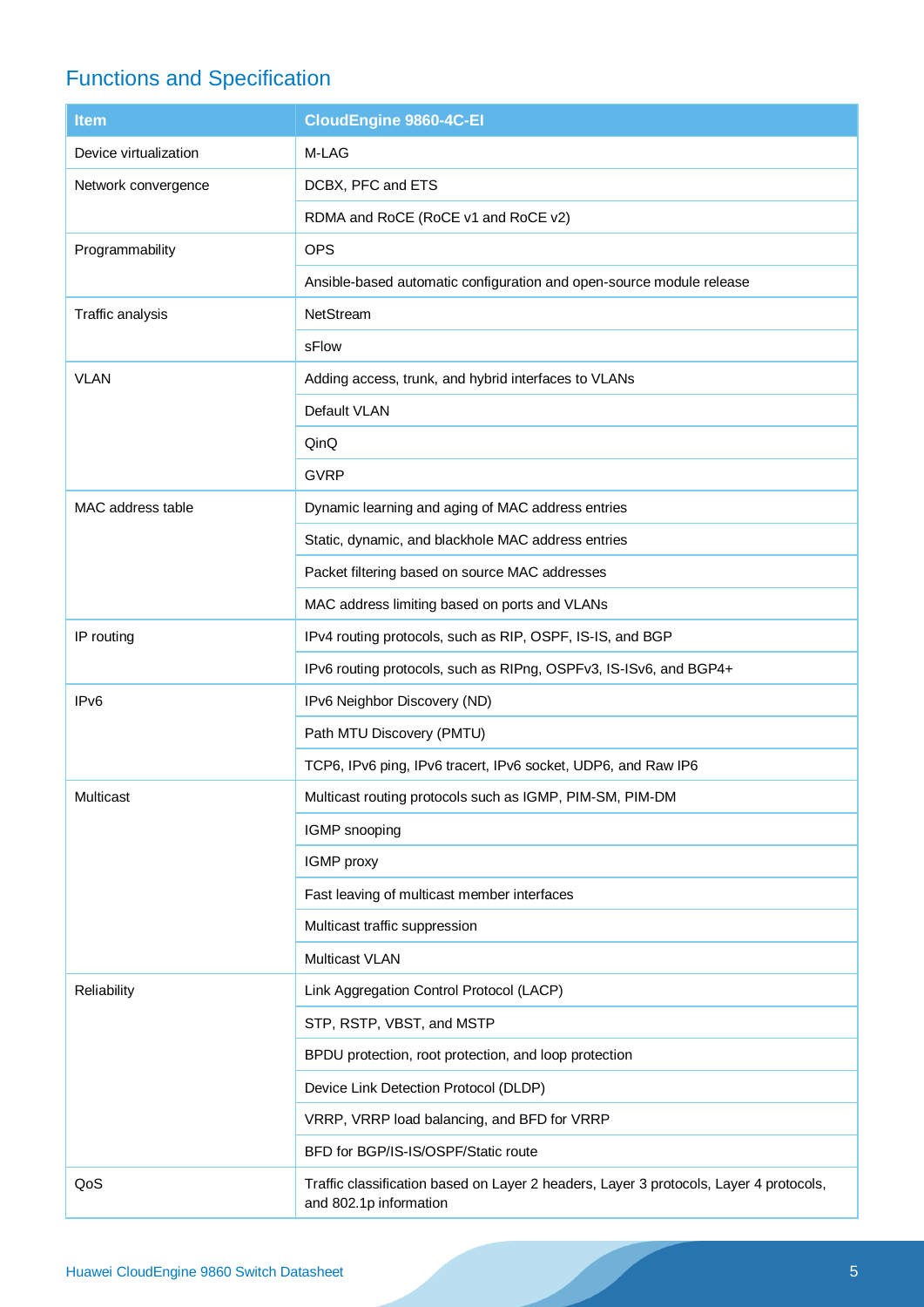## Functions and Specification

| Item | CloudEngine 9860-4C-EI |
|---|---|
| Device virtualization | M-LAG |
| Network convergence | DCBX, PFC and ETS |
| | RDMA and RoCE (RoCE v1 and RoCE v2) |
| Programmability | OPS |
| | Ansible-based automatic configuration and open-source module release |
| Traffic analysis | NetStream |
| | sFlow |
| VLAN | Adding access, trunk, and hybrid interfaces to VLANs |
| | Default VLAN |
| | QinQ |
| | GVRP |
| MAC address table | Dynamic learning and aging of MAC address entries |
| | Static, dynamic, and blackhole MAC address entries |
| | Packet filtering based on source MAC addresses |
| | MAC address limiting based on ports and VLANs |
| IP routing | IPv4 routing protocols, such as RIP, OSPF, IS-IS, and BGP |
| | IPv6 routing protocols, such as RIPng, OSPFv3, IS-ISv6, and BGP4+ |
| IPv6 | IPv6 Neighbor Discovery (ND) |
| | Path MTU Discovery (PMTU) |
| | TCP6, IPv6 ping, IPv6 tracert, IPv6 socket, UDP6, and Raw IP6 |
| Multicast | Multicast routing protocols such as IGMP, PIM-SM, PIM-DM |
| | IGMP snooping |
| | IGMP proxy |
| | Fast leaving of multicast member interfaces |
| | Multicast traffic suppression |
| | Multicast VLAN |
| Reliability | Link Aggregation Control Protocol (LACP) |
| | STP, RSTP, VBST, and MSTP |
| | BPDU protection, root protection, and loop protection |
| | Device Link Detection Protocol (DLDP) |
| | VRRP, VRRP load balancing, and BFD for VRRP |
| | BFD for BGP/IS-IS/OSPF/Static route |
| QoS | Traffic classification based on Layer 2 headers, Layer 3 protocols, Layer 4 protocols, and 802.1p information |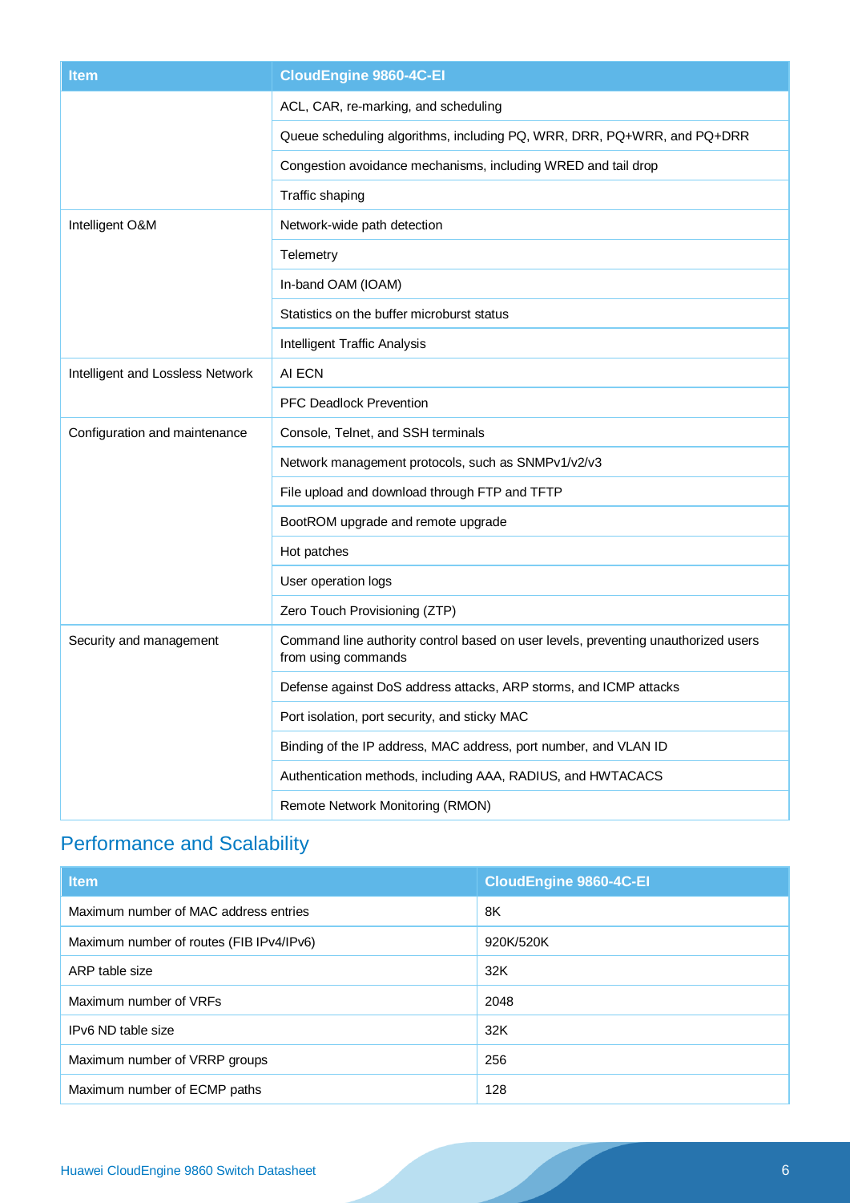| Item | CloudEngine 9860-4C-EI |
| --- | --- |
| | ACL, CAR, re-marking, and scheduling |
| | Queue scheduling algorithms, including PQ, WRR, DRR, PQ+WRR, and PQ+DRR |
| | Congestion avoidance mechanisms, including WRED and tail drop |
| | Traffic shaping |
| Intelligent O&M | Network-wide path detection |
| | Telemetry |
| | In-band OAM (IOAM) |
| | Statistics on the buffer microburst status |
| | Intelligent Traffic Analysis |
| Intelligent and Lossless Network | AI ECN |
| | PFC Deadlock Prevention |
| Configuration and maintenance | Console, Telnet, and SSH terminals |
| | Network management protocols, such as SNMPv1/v2/v3 |
| | File upload and download through FTP and TFTP |
| | BootROM upgrade and remote upgrade |
| | Hot patches |
| | User operation logs |
| | Zero Touch Provisioning (ZTP) |
| Security and management | Command line authority control based on user levels, preventing unauthorized users from using commands |
| | Defense against DoS address attacks, ARP storms, and ICMP attacks |
| | Port isolation, port security, and sticky MAC |
| | Binding of the IP address, MAC address, port number, and VLAN ID |
| | Authentication methods, including AAA, RADIUS, and HWTACACS |
| | Remote Network Monitoring (RMON) |

## Performance and Scalability

| Item | CloudEngine 9860-4C-EI |
| --- | --- |
| Maximum number of MAC address entries | 8K |
| Maximum number of routes (FIB IPv4/IPv6) | 920K/520K |
| ARP table size | 32K |
| Maximum number of VRFs | 2048 |
| IPv6 ND table size | 32K |
| Maximum number of VRRP groups | 256 |
| Maximum number of ECMP paths | 128 |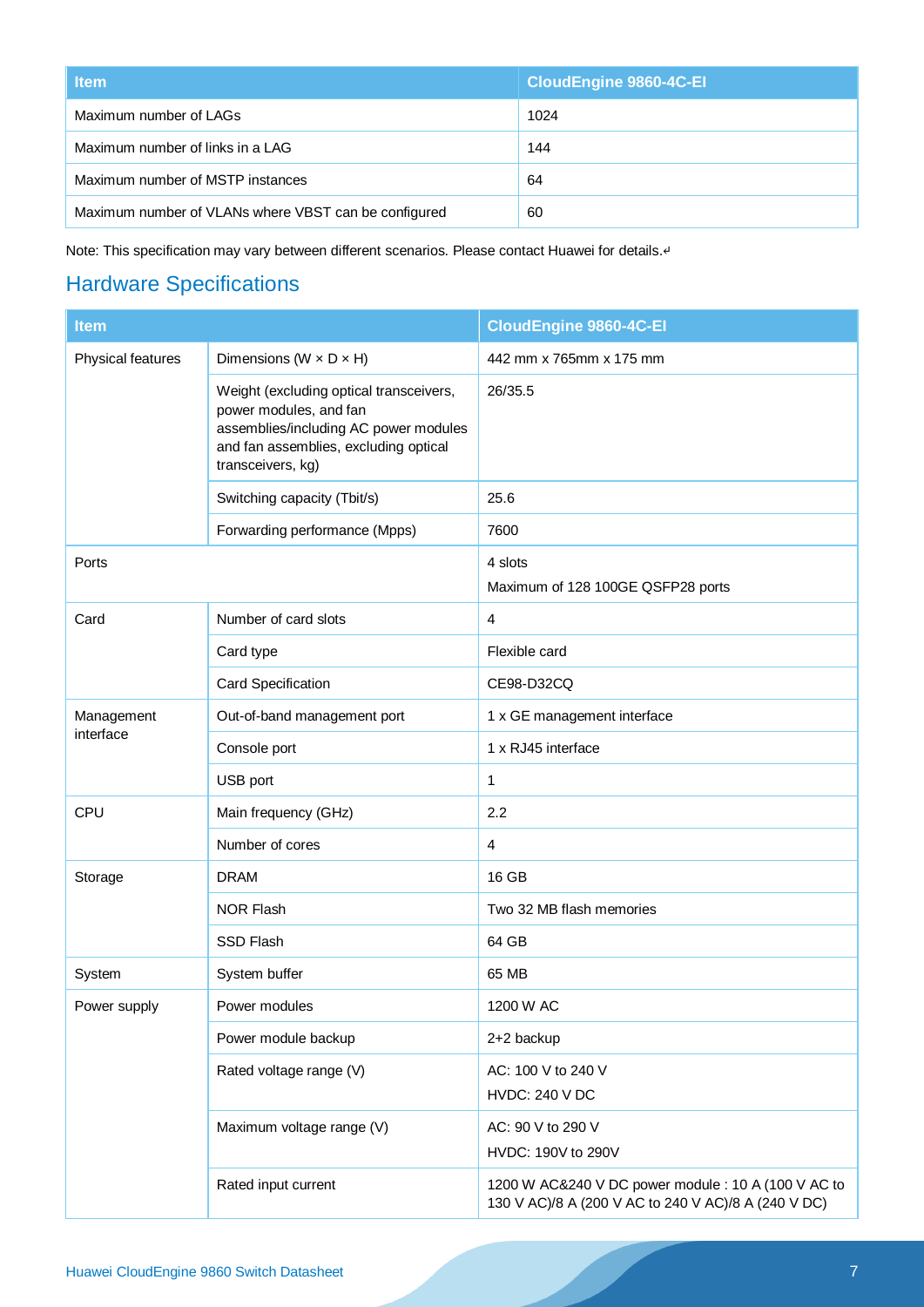| Item | CloudEngine 9860-4C-EI |
| --- | --- |
| Maximum number of LAGs | 1024 |
| Maximum number of links in a LAG | 144 |
| Maximum number of MSTP instances | 64 |
| Maximum number of VLANs where VBST can be configured | 60 |

Note: This specification may vary between different scenarios. Please contact Huawei for details.

## Hardware Specifications

| Item | | CloudEngine 9860-4C-EI |
| --- | --- | --- |
| Physical features | Dimensions (W × D × H) | 442 mm x 765mm x 175 mm |
| | Weight (excluding optical transceivers, power modules, and fan assemblies/including AC power modules and fan assemblies, excluding optical transceivers, kg) | 26/35.5 |
| | Switching capacity (Tbit/s) | 25.6 |
| | Forwarding performance (Mpps) | 7600 |
| Ports | | 4 slots<br>Maximum of 128 100GE QSFP28 ports |
| Card | Number of card slots | 4 |
| | Card type | Flexible card |
| | Card Specification | CE98-D32CQ |
| Management interface | Out-of-band management port | 1 x GE management interface |
| | Console port | 1 x RJ45 interface |
| | USB port | 1 |
| CPU | Main frequency (GHz) | 2.2 |
| | Number of cores | 4 |
| Storage | DRAM | 16 GB |
| | NOR Flash | Two 32 MB flash memories |
| | SSD Flash | 64 GB |
| System | System buffer | 65 MB |
| Power supply | Power modules | 1200 W AC |
| | Power module backup | 2+2 backup |
| | Rated voltage range (V) | AC: 100 V to 240 V<br>HVDC: 240 V DC |
| | Maximum voltage range (V) | AC: 90 V to 290 V<br>HVDC: 190V to 290V |
| | Rated input current | 1200 W AC&240 V DC power module : 10 A (100 V AC to 130 V AC)/8 A (200 V AC to 240 V AC)/8 A (240 V DC) |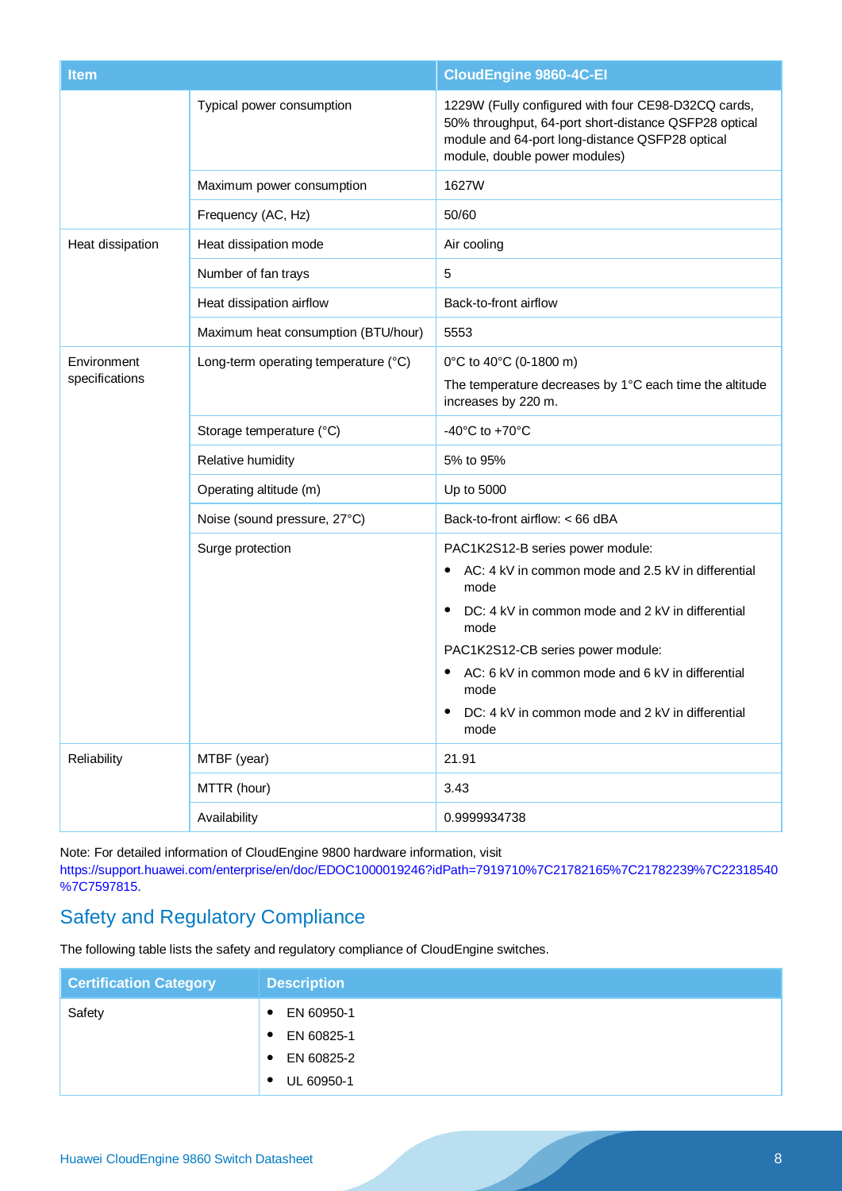| Item | | CloudEngine 9860-4C-EI |
|---|---|---|
| | Typical power consumption | 1229W (Fully configured with four CE98-D32CQ cards, 50% throughput, 64-port short-distance QSFP28 optical module and 64-port long-distance QSFP28 optical module, double power modules) |
| | Maximum power consumption | 1627W |
| | Frequency (AC, Hz) | 50/60 |
| Heat dissipation | Heat dissipation mode | Air cooling |
| | Number of fan trays | 5 |
| | Heat dissipation airflow | Back-to-front airflow |
| | Maximum heat consumption (BTU/hour) | 5553 |
| Environment specifications | Long-term operating temperature (°C) | 0°C to 40°C (0-1800 m)<br>The temperature decreases by 1°C each time the altitude increases by 220 m. |
| | Storage temperature (°C) | -40°C to +70°C |
| | Relative humidity | 5% to 95% |
| | Operating altitude (m) | Up to 5000 |
| | Noise (sound pressure, 27°C) | Back-to-front airflow: < 66 dBA |
| | Surge protection | PAC1K2S12-B series power module:<br>• AC: 4 kV in common mode and 2.5 kV in differential mode<br>• DC: 4 kV in common mode and 2 kV in differential mode<br>PAC1K2S12-CB series power module:<br>• AC: 6 kV in common mode and 6 kV in differential mode<br>• DC: 4 kV in common mode and 2 kV in differential mode |
| Reliability | MTBF (year) | 21.91 |
| | MTTR (hour) | 3.43 |
| | Availability | 0.9999934738 |

Note: For detailed information of CloudEngine 9800 hardware information, visit https://support.huawei.com/enterprise/en/doc/EDOC1000019246?idPath=7919710%7C21782165%7C21782239%7C22318540%7C7597815.

## Safety and Regulatory Compliance

The following table lists the safety and regulatory compliance of CloudEngine switches.

| Certification Category | Description |
|---|---|
| Safety | • EN 60950-1<br>• EN 60825-1<br>• EN 60825-2<br>• UL 60950-1 |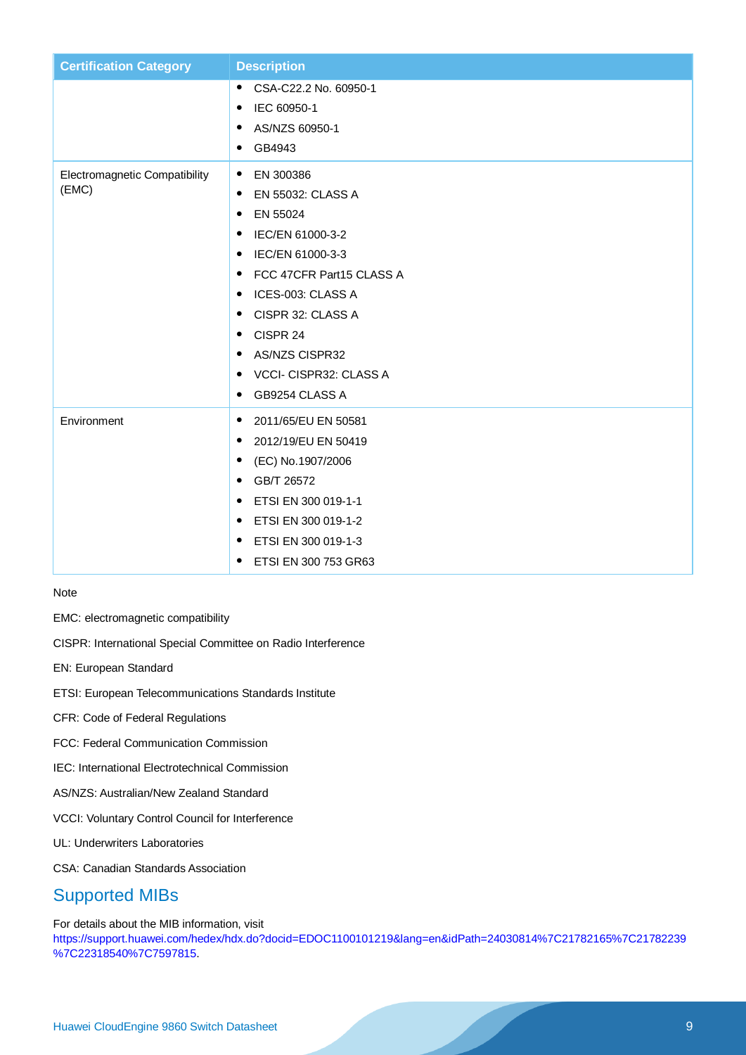| Certification Category | Description |
| --- | --- |
| | • CSA-C22.2 No. 60950-1<br>• IEC 60950-1<br>• AS/NZS 60950-1<br>• GB4943 |
| Electromagnetic Compatibility (EMC) | • EN 300386<br>• EN 55032: CLASS A<br>• EN 55024<br>• IEC/EN 61000-3-2<br>• IEC/EN 61000-3-3<br>• FCC 47CFR Part15 CLASS A<br>• ICES-003: CLASS A<br>• CISPR 32: CLASS A<br>• CISPR 24<br>• AS/NZS CISPR32<br>• VCCI- CISPR32: CLASS A<br>• GB9254 CLASS A |
| Environment | • 2011/65/EU EN 50581<br>• 2012/19/EU EN 50419<br>• (EC) No.1907/2006<br>• GB/T 26572<br>• ETSI EN 300 019-1-1<br>• ETSI EN 300 019-1-2<br>• ETSI EN 300 019-1-3<br>• ETSI EN 300 753 GR63 |

Note

EMC: electromagnetic compatibility

CISPR: International Special Committee on Radio Interference

EN: European Standard

ETSI: European Telecommunications Standards Institute

CFR: Code of Federal Regulations

FCC: Federal Communication Commission

IEC: International Electrotechnical Commission

AS/NZS: Australian/New Zealand Standard

VCCI: Voluntary Control Council for Interference

UL: Underwriters Laboratories

CSA: Canadian Standards Association

## Supported MIBs

For details about the MIB information, visit https://support.huawei.com/hedex/hdx.do?docid=EDOC1100101219&lang=en&idPath=24030814%7C21782165%7C21782239%7C22318540%7C7597815.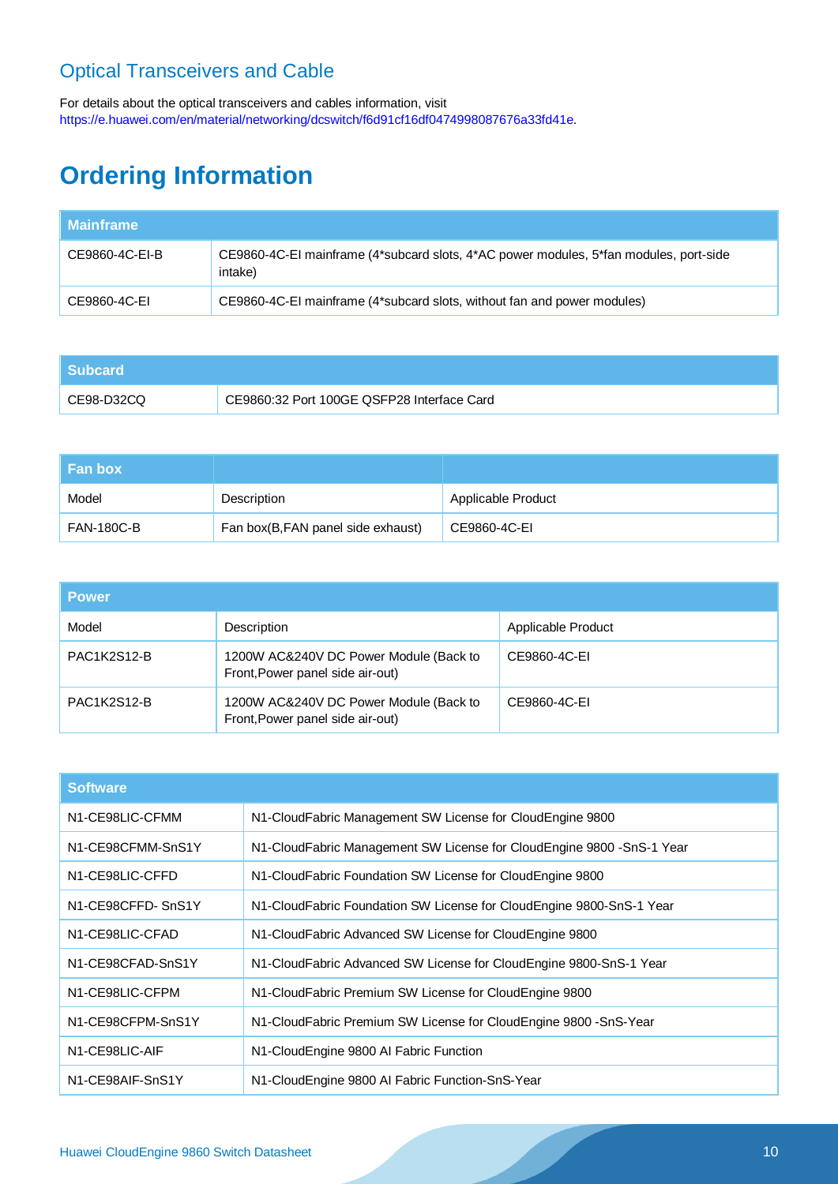## Optical Transceivers and Cable

For details about the optical transceivers and cables information, visit https://e.huawei.com/en/material/networking/dcswitch/f6d91cf16df0474998087676a33fd41e.

# Ordering Information

| Mainframe | |
|---|---|
| CE9860-4C-EI-B | CE9860-4C-EI mainframe (4*subcard slots, 4*AC power modules, 5*fan modules, port-side intake) |
| CE9860-4C-EI | CE9860-4C-EI mainframe (4*subcard slots, without fan and power modules) |

| Subcard | |
|---|---|
| CE98-D32CQ | CE9860:32 Port 100GE QSFP28 Interface Card |

| Fan box | | |
|---|---|---|
| Model | Description | Applicable Product |
| FAN-180C-B | Fan box(B,FAN panel side exhaust) | CE9860-4C-EI |

| Power | | |
|---|---|---|
| Model | Description | Applicable Product |
| PAC1K2S12-B | 1200W AC&240V DC Power Module (Back to Front,Power panel side air-out) | CE9860-4C-EI |
| PAC1K2S12-B | 1200W AC&240V DC Power Module (Back to Front,Power panel side air-out) | CE9860-4C-EI |

| Software | |
|---|---|
| N1-CE98LIC-CFMM | N1-CloudFabric Management SW License for CloudEngine 9800 |
| N1-CE98CFMM-SnS1Y | N1-CloudFabric Management SW License for CloudEngine 9800 -SnS-1 Year |
| N1-CE98LIC-CFFD | N1-CloudFabric Foundation SW License for CloudEngine 9800 |
| N1-CE98CFFD- SnS1Y | N1-CloudFabric Foundation SW License for CloudEngine 9800-SnS-1 Year |
| N1-CE98LIC-CFAD | N1-CloudFabric Advanced SW License for CloudEngine 9800 |
| N1-CE98CFAD-SnS1Y | N1-CloudFabric Advanced SW License for CloudEngine 9800-SnS-1 Year |
| N1-CE98LIC-CFPM | N1-CloudFabric Premium SW License for CloudEngine 9800 |
| N1-CE98CFPM-SnS1Y | N1-CloudFabric Premium SW License for CloudEngine 9800 -SnS-Year |
| N1-CE98LIC-AIF | N1-CloudEngine 9800 AI Fabric Function |
| N1-CE98AIF-SnS1Y | N1-CloudEngine 9800 AI Fabric Function-SnS-Year |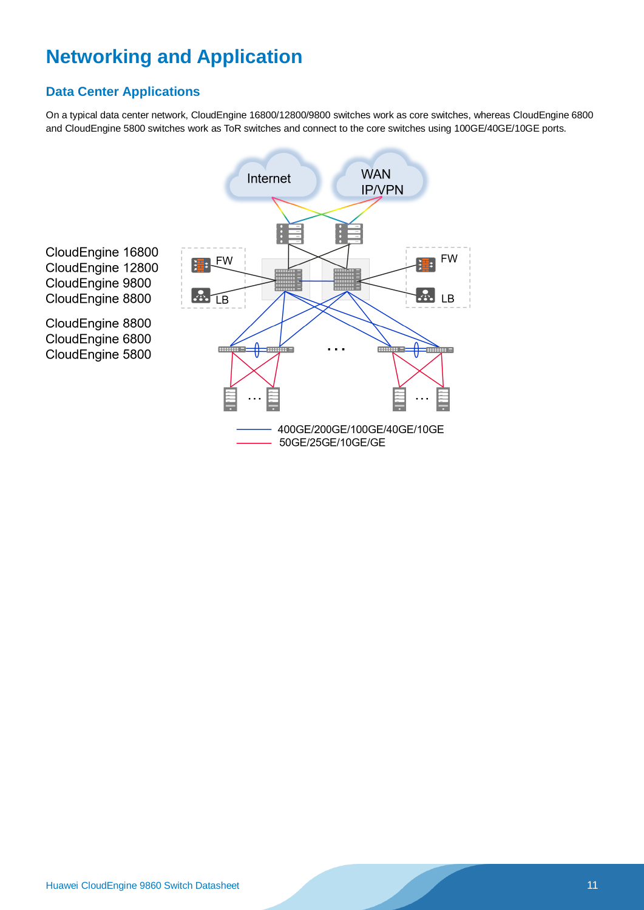# Networking and Application

## Data Center Applications

On a typical data center network, CloudEngine 16800/12800/9800 switches work as core switches, whereas CloudEngine 6800 and CloudEngine 5800 switches work as ToR switches and connect to the core switches using 100GE/40GE/10GE ports.

CloudEngine 16800
CloudEngine 12800
CloudEngine 9800
CloudEngine 8800

CloudEngine 8800
CloudEngine 6800
CloudEngine 5800

Internet

WAN IP/VPN

FW

LB

FW

LB

400GE/200GE/100GE/40GE/10GE

50GE/25GE/10GE/GE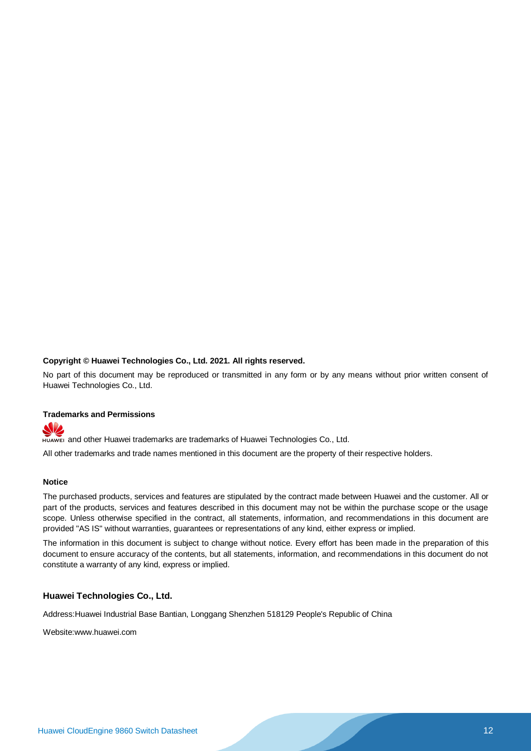**Copyright © Huawei Technologies Co., Ltd. 2021. All rights reserved.**

No part of this document may be reproduced or transmitted in any form or by any means without prior written consent of Huawei Technologies Co., Ltd.

**Trademarks and Permissions**

HUAWEI and other Huawei trademarks are trademarks of Huawei Technologies Co., Ltd.

All other trademarks and trade names mentioned in this document are the property of their respective holders.

**Notice**

The purchased products, services and features are stipulated by the contract made between Huawei and the customer. All or part of the products, services and features described in this document may not be within the purchase scope or the usage scope. Unless otherwise specified in the contract, all statements, information, and recommendations in this document are provided "AS IS" without warranties, guarantees or representations of any kind, either express or implied.

The information in this document is subject to change without notice. Every effort has been made in the preparation of this document to ensure accuracy of the contents, but all statements, information, and recommendations in this document do not constitute a warranty of any kind, express or implied.

**Huawei Technologies Co., Ltd.**

Address:Huawei Industrial Base Bantian, Longgang Shenzhen 518129 People's Republic of China

Website:www.huawei.com